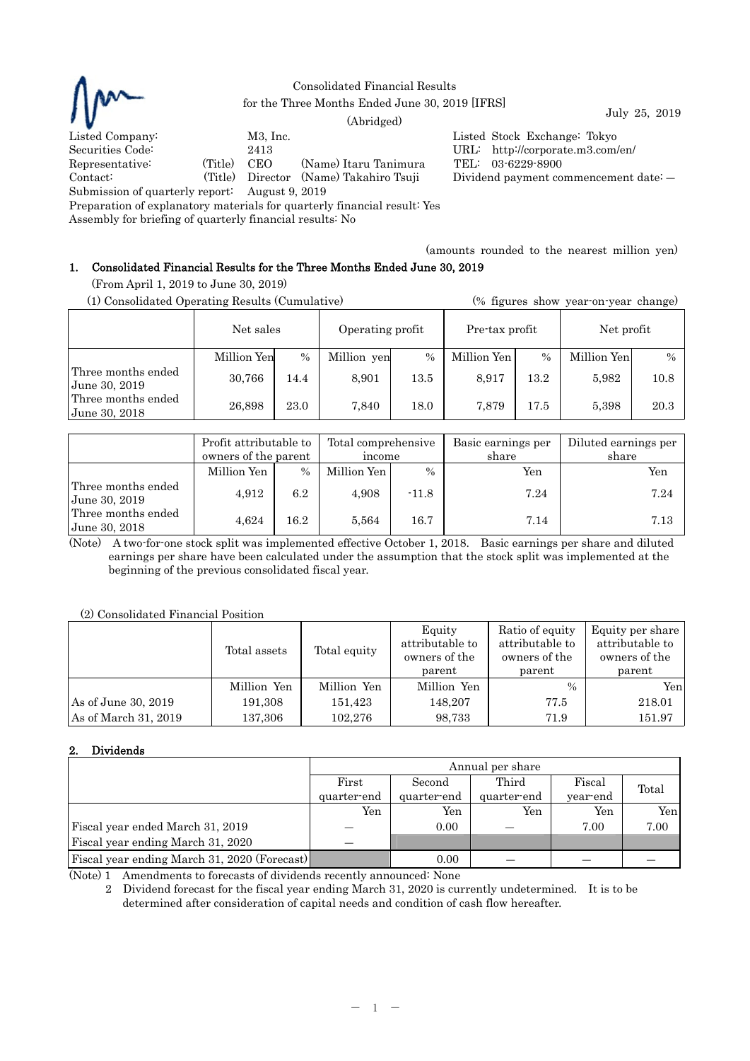Consolidated Financial Results
for the Three Months Ended June 30, 2019 [IFRS]
(Abridged)

July 25, 2019

| | | |
|---|---|---|
| Listed Company: | M3, Inc. | Listed Stock Exchange: Tokyo |
| Securities Code: | 2413 | URL: http://corporate.m3.com/en/ |
| Representative: | (Title) CEO (Name) Itaru Tanimura | TEL: 03-6229-8900 |
| Contact: | (Title) Director (Name) Takahiro Tsuji | Dividend payment commencement date: — |

Submission of quarterly report: August 9, 2019
Preparation of explanatory materials for quarterly financial result: Yes
Assembly for briefing of quarterly financial results: No

(amounts rounded to the nearest million yen)

## 1. Consolidated Financial Results for the Three Months Ended June 30, 2019

(From April 1, 2019 to June 30, 2019)

(1) Consolidated Operating Results (Cumulative) (% figures show year-on-year change)

| | Net sales | | Operating profit | | Pre-tax profit | | Net profit | |
|---|---|---|---|---|---|---|---|---|
| | Million Yen | % | Million yen | % | Million Yen | % | Million Yen | % |
| Three months ended June 30, 2019 | 30,766 | 14.4 | 8,901 | 13.5 | 8,917 | 13.2 | 5,982 | 10.8 |
| Three months ended June 30, 2018 | 26,898 | 23.0 | 7,840 | 18.0 | 7,879 | 17.5 | 5,398 | 20.3 |

| | Profit attributable to owners of the parent | | Total comprehensive income | | Basic earnings per share | Diluted earnings per share |
|---|---|---|---|---|---|---|
| | Million Yen | % | Million Yen | % | Yen | Yen |
| Three months ended June 30, 2019 | 4,912 | 6.2 | 4,908 | -11.8 | 7.24 | 7.24 |
| Three months ended June 30, 2018 | 4,624 | 16.2 | 5,564 | 16.7 | 7.14 | 7.13 |

(Note) A two-for-one stock split was implemented effective October 1, 2018. Basic earnings per share and diluted earnings per share have been calculated under the assumption that the stock split was implemented at the beginning of the previous consolidated fiscal year.

(2) Consolidated Financial Position

| | Total assets | Total equity | Equity attributable to owners of the parent | Ratio of equity attributable to owners of the parent | Equity per share attributable to owners of the parent |
|---|---|---|---|---|---|
| | Million Yen | Million Yen | Million Yen | % | Yen |
| As of June 30, 2019 | 191,308 | 151,423 | 148,207 | 77.5 | 218.01 |
| As of March 31, 2019 | 137,306 | 102,276 | 98,733 | 71.9 | 151.97 |

## 2. Dividends

| | Annual per share | | | | |
|---|---|---|---|---|---|
| | First quarter-end | Second quarter-end | Third quarter-end | Fiscal year-end | Total |
| | Yen | Yen | Yen | Yen | Yen |
| Fiscal year ended March 31, 2019 | — | 0.00 | — | 7.00 | 7.00 |
| Fiscal year ending March 31, 2020 | — | | | | |
| Fiscal year ending March 31, 2020 (Forecast) | | 0.00 | — | — | — |

(Note) 1 Amendments to forecasts of dividends recently announced: None

2 Dividend forecast for the fiscal year ending March 31, 2020 is currently undetermined. It is to be determined after consideration of capital needs and condition of cash flow hereafter.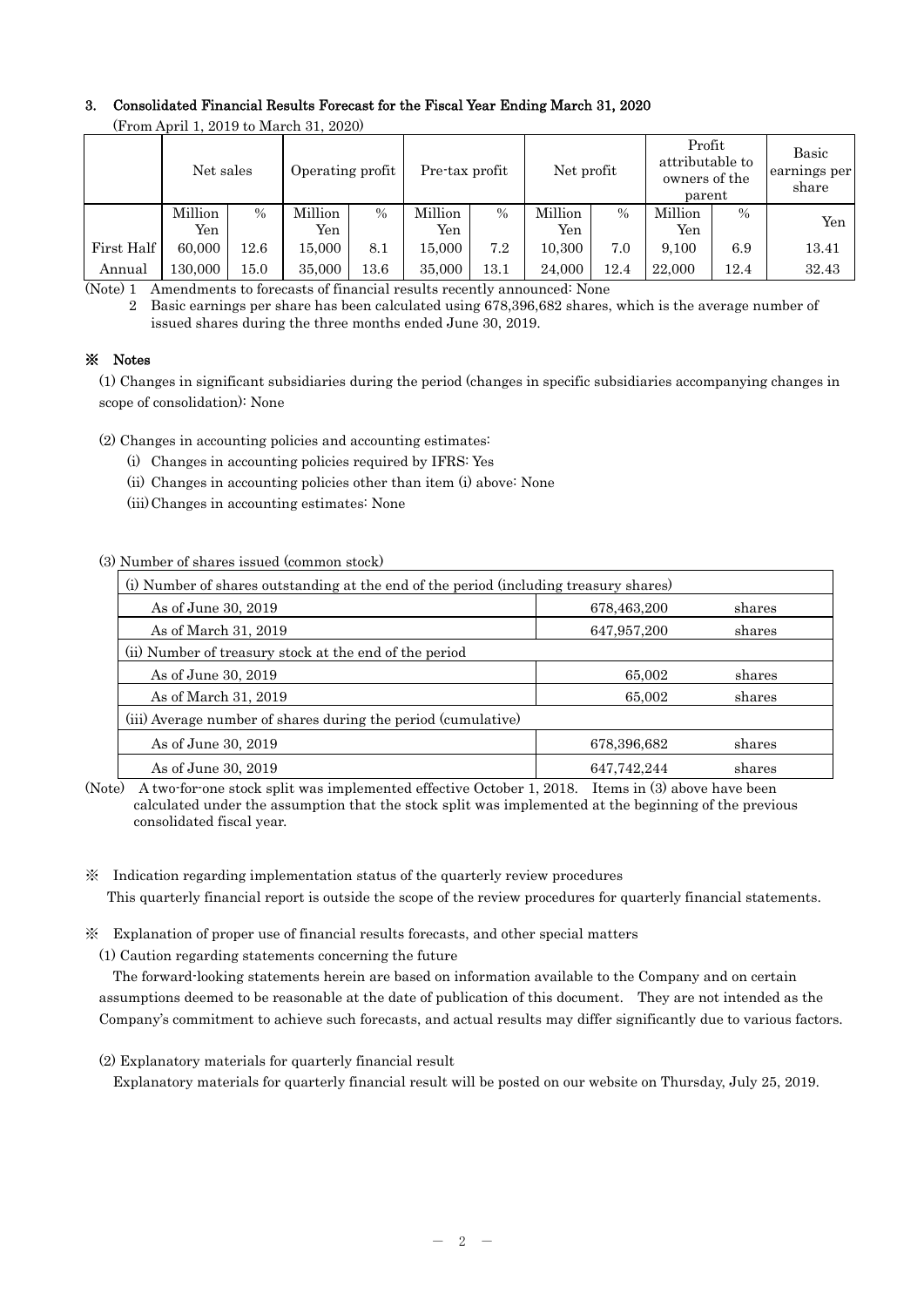### 3. Consolidated Financial Results Forecast for the Fiscal Year Ending March 31, 2020

(From April 1, 2019 to March 31, 2020)

| | Net sales | | Operating profit | | Pre-tax profit | | Net profit | | Profit attributable to owners of the parent | | Basic earnings per share |
|---|---|---|---|---|---|---|---|---|---|---|---|
| | Million Yen | % | Million Yen | % | Million Yen | % | Million Yen | % | Million Yen | % | Yen |
| First Half | 60,000 | 12.6 | 15,000 | 8.1 | 15,000 | 7.2 | 10,300 | 7.0 | 9,100 | 6.9 | 13.41 |
| Annual | 130,000 | 15.0 | 35,000 | 13.6 | 35,000 | 13.1 | 24,000 | 12.4 | 22,000 | 12.4 | 32.43 |

(Note) 1 Amendments to forecasts of financial results recently announced: None

2 Basic earnings per share has been calculated using 678,396,682 shares, which is the average number of issued shares during the three months ended June 30, 2019.

### ※ Notes

(1) Changes in significant subsidiaries during the period (changes in specific subsidiaries accompanying changes in scope of consolidation): None

(2) Changes in accounting policies and accounting estimates:

(i) Changes in accounting policies required by IFRS: Yes

(ii) Changes in accounting policies other than item (i) above: None

(iii) Changes in accounting estimates: None

(3) Number of shares issued (common stock)

| (i) Number of shares outstanding at the end of the period (including treasury shares) | | |
|---|---|---|
| As of June 30, 2019 | 678,463,200 | shares |
| As of March 31, 2019 | 647,957,200 | shares |
| (ii) Number of treasury stock at the end of the period | | |
| As of June 30, 2019 | 65,002 | shares |
| As of March 31, 2019 | 65,002 | shares |
| (iii) Average number of shares during the period (cumulative) | | |
| As of June 30, 2019 | 678,396,682 | shares |
| As of June 30, 2019 | 647,742,244 | shares |

(Note) A two-for-one stock split was implemented effective October 1, 2018. Items in (3) above have been calculated under the assumption that the stock split was implemented at the beginning of the previous consolidated fiscal year.

※ Indication regarding implementation status of the quarterly review procedures

This quarterly financial report is outside the scope of the review procedures for quarterly financial statements.

※ Explanation of proper use of financial results forecasts, and other special matters

(1) Caution regarding statements concerning the future

The forward-looking statements herein are based on information available to the Company and on certain assumptions deemed to be reasonable at the date of publication of this document. They are not intended as the Company's commitment to achieve such forecasts, and actual results may differ significantly due to various factors.

(2) Explanatory materials for quarterly financial result

Explanatory materials for quarterly financial result will be posted on our website on Thursday, July 25, 2019.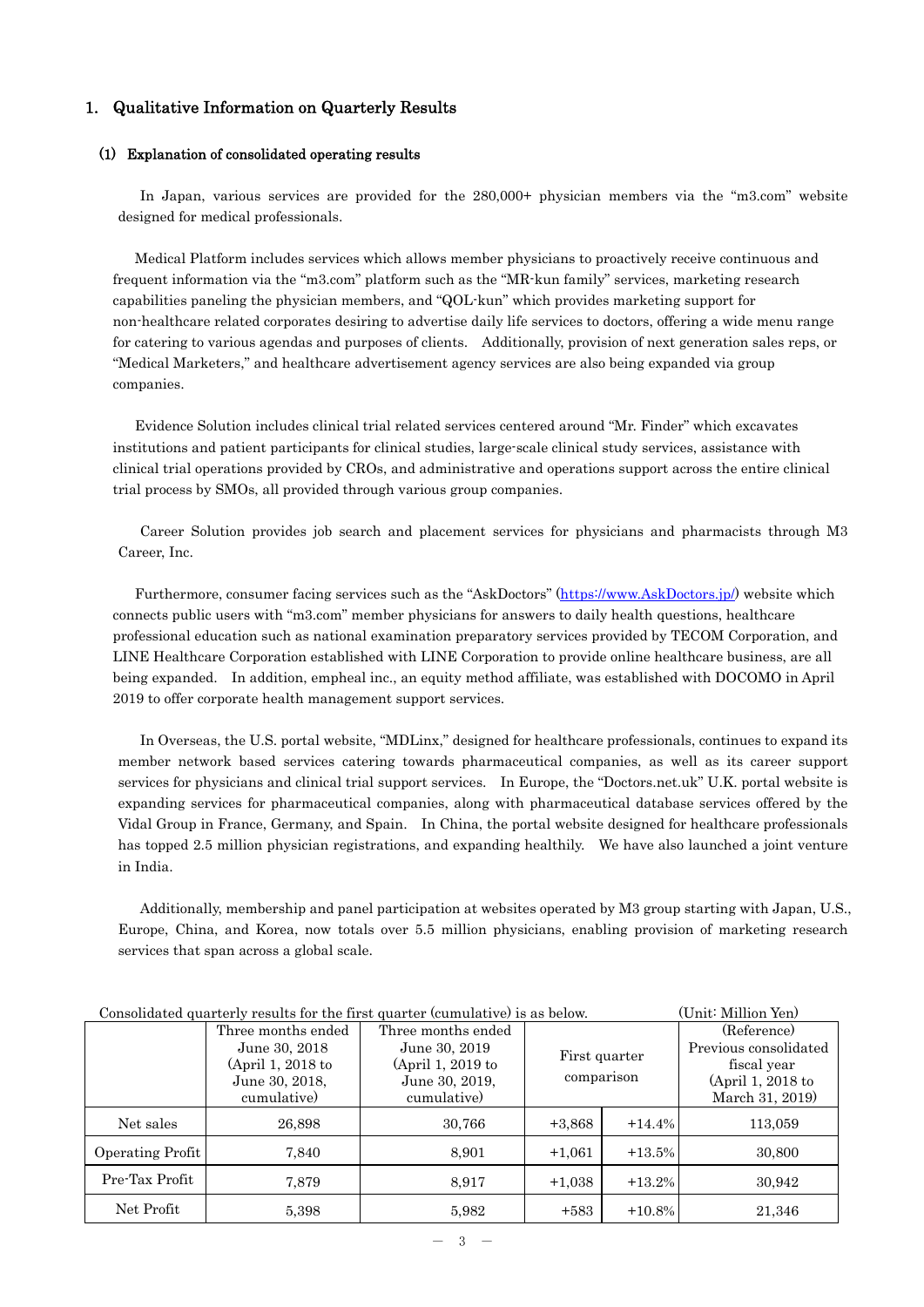## 1. Qualitative Information on Quarterly Results

### (1) Explanation of consolidated operating results

In Japan, various services are provided for the 280,000+ physician members via the "m3.com" website designed for medical professionals.

Medical Platform includes services which allows member physicians to proactively receive continuous and frequent information via the "m3.com" platform such as the "MR-kun family" services, marketing research capabilities paneling the physician members, and "QOL-kun" which provides marketing support for non-healthcare related corporates desiring to advertise daily life services to doctors, offering a wide menu range for catering to various agendas and purposes of clients. Additionally, provision of next generation sales reps, or "Medical Marketers," and healthcare advertisement agency services are also being expanded via group companies.

Evidence Solution includes clinical trial related services centered around "Mr. Finder" which excavates institutions and patient participants for clinical studies, large-scale clinical study services, assistance with clinical trial operations provided by CROs, and administrative and operations support across the entire clinical trial process by SMOs, all provided through various group companies.

Career Solution provides job search and placement services for physicians and pharmacists through M3 Career, Inc.

Furthermore, consumer facing services such as the "AskDoctors" (https://www.AskDoctors.jp/) website which connects public users with "m3.com" member physicians for answers to daily health questions, healthcare professional education such as national examination preparatory services provided by TECOM Corporation, and LINE Healthcare Corporation established with LINE Corporation to provide online healthcare business, are all being expanded. In addition, empheal inc., an equity method affiliate, was established with DOCOMO in April 2019 to offer corporate health management support services.

In Overseas, the U.S. portal website, "MDLinx," designed for healthcare professionals, continues to expand its member network based services catering towards pharmaceutical companies, as well as its career support services for physicians and clinical trial support services. In Europe, the "Doctors.net.uk" U.K. portal website is expanding services for pharmaceutical companies, along with pharmaceutical database services offered by the Vidal Group in France, Germany, and Spain. In China, the portal website designed for healthcare professionals has topped 2.5 million physician registrations, and expanding healthily. We have also launched a joint venture in India.

Additionally, membership and panel participation at websites operated by M3 group starting with Japan, U.S., Europe, China, and Korea, now totals over 5.5 million physicians, enabling provision of marketing research services that span across a global scale.

Consolidated quarterly results for the first quarter (cumulative) is as below. (Unit: Million Yen)

| | Three months ended June 30, 2018 (April 1, 2018 to June 30, 2018, cumulative) | Three months ended June 30, 2019 (April 1, 2019 to June 30, 2019, cumulative) | First quarter comparison | | (Reference) Previous consolidated fiscal year (April 1, 2018 to March 31, 2019) |
|---|---|---|---|---|---|
| Net sales | 26,898 | 30,766 | +3,868 | +14.4% | 113,059 |
| Operating Profit | 7,840 | 8,901 | +1,061 | +13.5% | 30,800 |
| Pre-Tax Profit | 7,879 | 8,917 | +1,038 | +13.2% | 30,942 |
| Net Profit | 5,398 | 5,982 | +583 | +10.8% | 21,346 |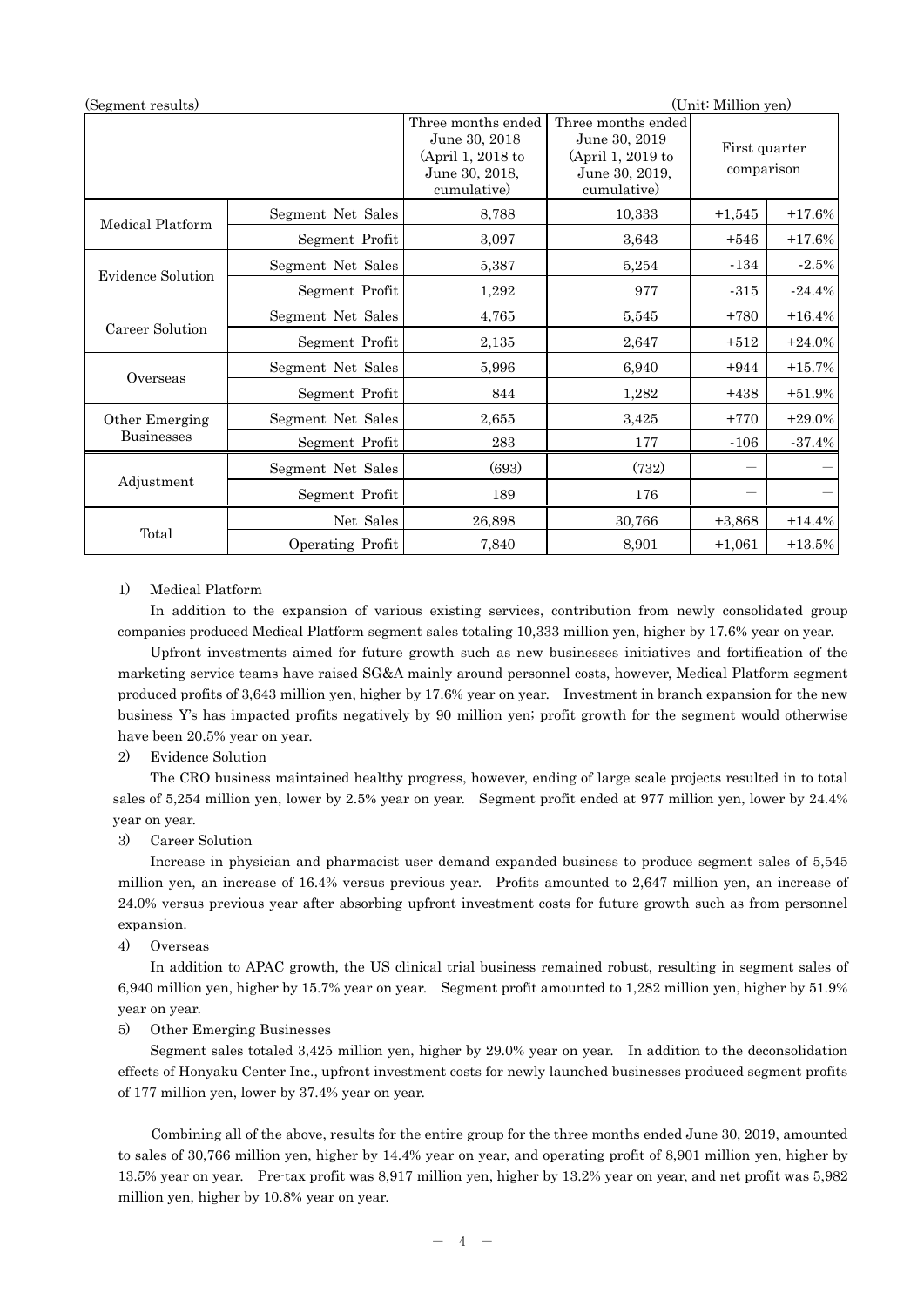(Segment results) (Unit: Million yen)

| | | Three months ended June 30, 2018 (April 1, 2018 to June 30, 2018, cumulative) | Three months ended June 30, 2019 (April 1, 2019 to June 30, 2019, cumulative) | First quarter comparison | |
|---|---|---|---|---|---|
| Medical Platform | Segment Net Sales | 8,788 | 10,333 | +1,545 | +17.6% |
| | Segment Profit | 3,097 | 3,643 | +546 | +17.6% |
| Evidence Solution | Segment Net Sales | 5,387 | 5,254 | -134 | -2.5% |
| | Segment Profit | 1,292 | 977 | -315 | -24.4% |
| Career Solution | Segment Net Sales | 4,765 | 5,545 | +780 | +16.4% |
| | Segment Profit | 2,135 | 2,647 | +512 | +24.0% |
| Overseas | Segment Net Sales | 5,996 | 6,940 | +944 | +15.7% |
| | Segment Profit | 844 | 1,282 | +438 | +51.9% |
| Other Emerging Businesses | Segment Net Sales | 2,655 | 3,425 | +770 | +29.0% |
| | Segment Profit | 283 | 177 | -106 | -37.4% |
| Adjustment | Segment Net Sales | (693) | (732) | — | — |
| | Segment Profit | 189 | 176 | — | — |
| Total | Net Sales | 26,898 | 30,766 | +3,868 | +14.4% |
| | Operating Profit | 7,840 | 8,901 | +1,061 | +13.5% |

1) Medical Platform

In addition to the expansion of various existing services, contribution from newly consolidated group companies produced Medical Platform segment sales totaling 10,333 million yen, higher by 17.6% year on year.

Upfront investments aimed for future growth such as new businesses initiatives and fortification of the marketing service teams have raised SG&A mainly around personnel costs, however, Medical Platform segment produced profits of 3,643 million yen, higher by 17.6% year on year. Investment in branch expansion for the new business Y's has impacted profits negatively by 90 million yen; profit growth for the segment would otherwise have been 20.5% year on year.

2) Evidence Solution

The CRO business maintained healthy progress, however, ending of large scale projects resulted in to total sales of 5,254 million yen, lower by 2.5% year on year. Segment profit ended at 977 million yen, lower by 24.4% year on year.

3) Career Solution

Increase in physician and pharmacist user demand expanded business to produce segment sales of 5,545 million yen, an increase of 16.4% versus previous year. Profits amounted to 2,647 million yen, an increase of 24.0% versus previous year after absorbing upfront investment costs for future growth such as from personnel expansion.

4) Overseas

In addition to APAC growth, the US clinical trial business remained robust, resulting in segment sales of 6,940 million yen, higher by 15.7% year on year. Segment profit amounted to 1,282 million yen, higher by 51.9% year on year.

5) Other Emerging Businesses

Segment sales totaled 3,425 million yen, higher by 29.0% year on year. In addition to the deconsolidation effects of Honyaku Center Inc., upfront investment costs for newly launched businesses produced segment profits of 177 million yen, lower by 37.4% year on year.

Combining all of the above, results for the entire group for the three months ended June 30, 2019, amounted to sales of 30,766 million yen, higher by 14.4% year on year, and operating profit of 8,901 million yen, higher by 13.5% year on year. Pre-tax profit was 8,917 million yen, higher by 13.2% year on year, and net profit was 5,982 million yen, higher by 10.8% year on year.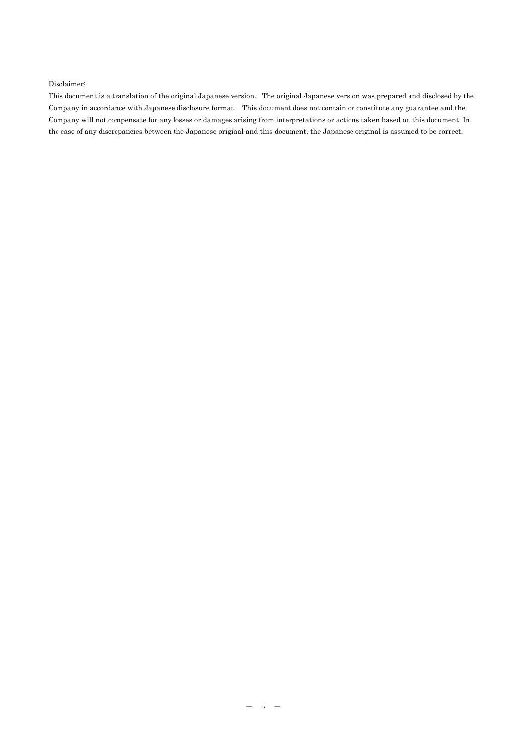Disclaimer:

This document is a translation of the original Japanese version. The original Japanese version was prepared and disclosed by the Company in accordance with Japanese disclosure format. This document does not contain or constitute any guarantee and the Company will not compensate for any losses or damages arising from interpretations or actions taken based on this document. In the case of any discrepancies between the Japanese original and this document, the Japanese original is assumed to be correct.